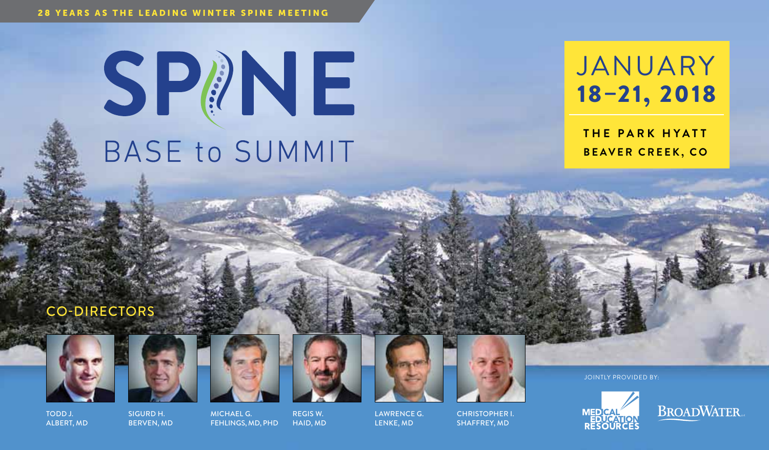28 YEARS AS THE LEADING WINTER SPINE MEETING

# SPINE

## BASE to SUMMIT

**JANUARY 18–21, 2018**

**THE PARK HYATT**
**BEAVER CREEK, CO**

### CO-DIRECTORS

TODD J. ALBERT, MD

SIGURD H. BERVEN, MD

MICHAEL G. FEHLINGS, MD, PHD

REGIS W. HAID, MD

LAWRENCE G. LENKE, MD

CHRISTOPHER I. SHAFFREY, MD

JOINTLY PROVIDED BY:

MEDICAL EDUCATION RESOURCES

BROADWATER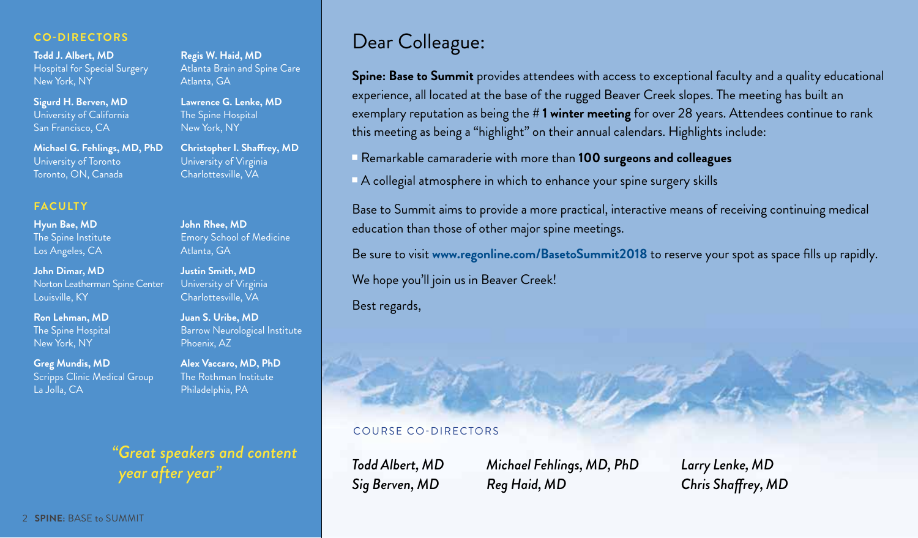## CO-DIRECTORS

**Todd J. Albert, MD**
Hospital for Special Surgery
New York, NY

**Sigurd H. Berven, MD**
University of California
San Francisco, CA

**Michael G. Fehlings, MD, PhD**
University of Toronto
Toronto, ON, Canada

**Regis W. Haid, MD**
Atlanta Brain and Spine Care
Atlanta, GA

**Lawrence G. Lenke, MD**
The Spine Hospital
New York, NY

**Christopher I. Shaffrey, MD**
University of Virginia
Charlottesville, VA

## FACULTY

**Hyun Bae, MD**
The Spine Institute
Los Angeles, CA

**John Dimar, MD**
Norton Leatherman Spine Center
Louisville, KY

**Ron Lehman, MD**
The Spine Hospital
New York, NY

**Greg Mundis, MD**
Scripps Clinic Medical Group
La Jolla, CA

**John Rhee, MD**
Emory School of Medicine
Atlanta, GA

**Justin Smith, MD**
University of Virginia
Charlottesville, VA

**Juan S. Uribe, MD**
Barrow Neurological Institute
Phoenix, AZ

**Alex Vaccaro, MD, PhD**
The Rothman Institute
Philadelphia, PA

*"Great speakers and content year after year"*

# Dear Colleague:

**Spine: Base to Summit** provides attendees with access to exceptional faculty and a quality educational experience, all located at the base of the rugged Beaver Creek slopes. The meeting has built an exemplary reputation as being the # **1 winter meeting** for over 28 years. Attendees continue to rank this meeting as being a "highlight" on their annual calendars. Highlights include:

- Remarkable camaraderie with more than **100 surgeons and colleagues**
- A collegial atmosphere in which to enhance your spine surgery skills

Base to Summit aims to provide a more practical, interactive means of receiving continuing medical education than those of other major spine meetings.

Be sure to visit **www.regonline.com/BasetoSummit2018** to reserve your spot as space fills up rapidly.

We hope you'll join us in Beaver Creek!

Best regards,

COURSE CO-DIRECTORS

*Todd Albert, MD*
*Sig Berven, MD*
*Michael Fehlings, MD, PhD*
*Reg Haid, MD*
*Larry Lenke, MD*
*Chris Shaffrey, MD*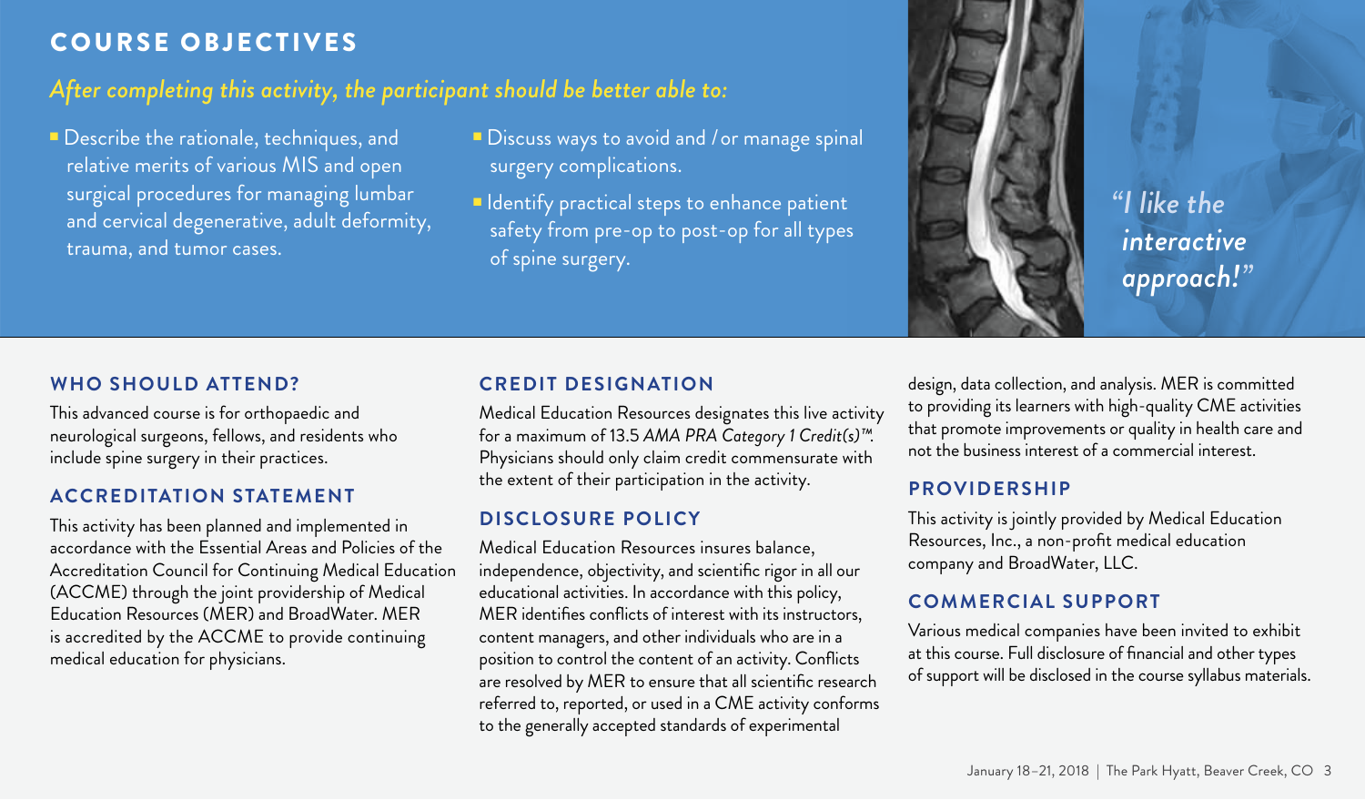## COURSE OBJECTIVES

*After completing this activity, the participant should be better able to:*

- Describe the rationale, techniques, and relative merits of various MIS and open surgical procedures for managing lumbar and cervical degenerative, adult deformity, trauma, and tumor cases.
- Discuss ways to avoid and / or manage spinal surgery complications.
- Identify practical steps to enhance patient safety from pre-op to post-op for all types of spine surgery.

*"I like the interactive approach!"*

### WHO SHOULD ATTEND?

This advanced course is for orthopaedic and neurological surgeons, fellows, and residents who include spine surgery in their practices.

### ACCREDITATION STATEMENT

This activity has been planned and implemented in accordance with the Essential Areas and Policies of the Accreditation Council for Continuing Medical Education (ACCME) through the joint providership of Medical Education Resources (MER) and BroadWater. MER is accredited by the ACCME to provide continuing medical education for physicians.

### CREDIT DESIGNATION

Medical Education Resources designates this live activity for a maximum of 13.5 *AMA PRA Category 1 Credit(s)™*. Physicians should only claim credit commensurate with the extent of their participation in the activity.

### DISCLOSURE POLICY

Medical Education Resources insures balance, independence, objectivity, and scientific rigor in all our educational activities. In accordance with this policy, MER identifies conflicts of interest with its instructors, content managers, and other individuals who are in a position to control the content of an activity. Conflicts are resolved by MER to ensure that all scientific research referred to, reported, or used in a CME activity conforms to the generally accepted standards of experimental design, data collection, and analysis. MER is committed to providing its learners with high-quality CME activities that promote improvements or quality in health care and not the business interest of a commercial interest.

### PROVIDERSHIP

This activity is jointly provided by Medical Education Resources, Inc., a non-profit medical education company and BroadWater, LLC.

### COMMERCIAL SUPPORT

Various medical companies have been invited to exhibit at this course. Full disclosure of financial and other types of support will be disclosed in the course syllabus materials.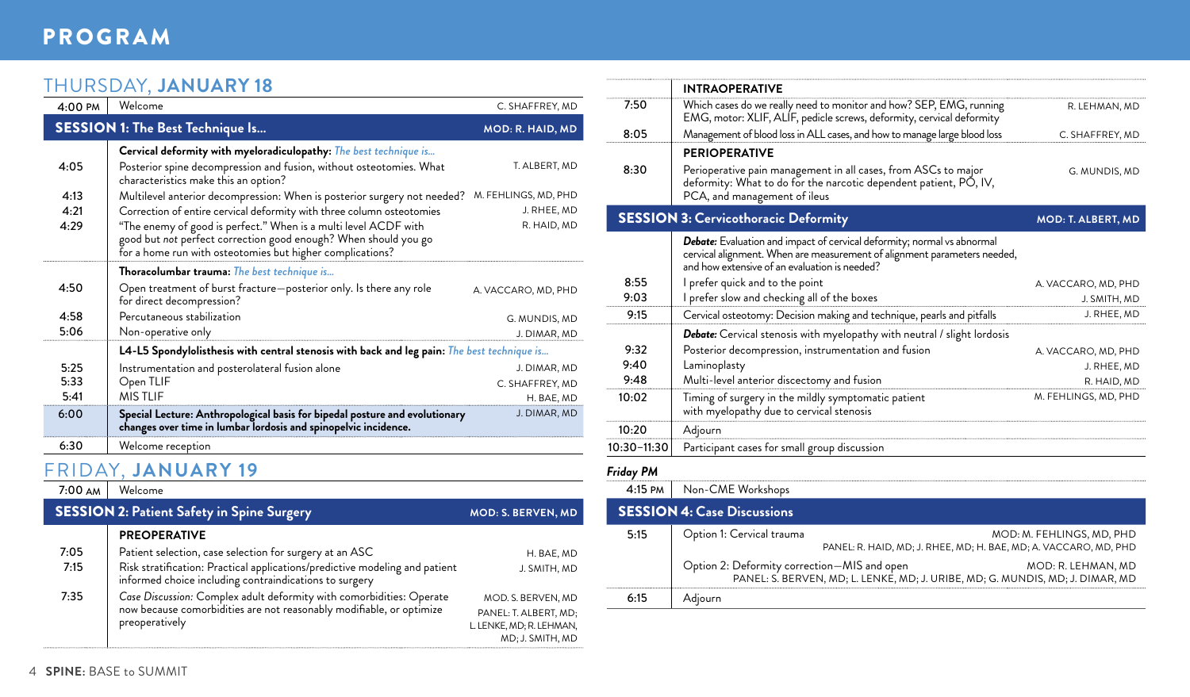# PROGRAM

## THURSDAY, JANUARY 18

| Time | Program | Faculty |
|---|---|---|
| 4:00 PM | Welcome | C. SHAFFREY, MD |
| **SESSION 1: The Best Technique Is...** | | **MOD: R. HAID, MD** |
| | **Cervical deformity with myeloradiculopathy:** *The best technique is...* | |
| 4:05 | Posterior spine decompression and fusion, without osteotomies. What characteristics make this an option? | T. ALBERT, MD |
| 4:13 | Multilevel anterior decompression: When is posterior surgery not needed? | M. FEHLINGS, MD, PHD |
| 4:21 | Correction of entire cervical deformity with three column osteotomies | J. RHEE, MD |
| 4:29 | "The enemy of good is perfect." When is a multi level ACDF with good but *not* perfect correction good enough? When should you go for a home run with osteotomies but higher complications? | R. HAID, MD |
| | **Thoracolumbar trauma:** *The best technique is...* | |
| 4:50 | Open treatment of burst fracture—posterior only. Is there any role for direct decompression? | A. VACCARO, MD, PHD |
| 4:58 | Percutaneous stabilization | G. MUNDIS, MD |
| 5:06 | Non-operative only | J. DIMAR, MD |
| | **L4-L5 Spondylolisthesis with central stenosis with back and leg pain:** *The best technique is...* | |
| 5:25 | Instrumentation and posterolateral fusion alone | J. DIMAR, MD |
| 5:33 | Open TLIF | C. SHAFFREY, MD |
| 5:41 | MIS TLIF | H. BAE, MD |
| 6:00 | **Special Lecture: Anthropological basis for bipedal posture and evolutionary changes over time in lumbar lordosis and spinopelvic incidence.** | J. DIMAR, MD |
| 6:30 | Welcome reception | |

## FRIDAY, JANUARY 19

| Time | Program | Faculty |
|---|---|---|
| 7:00 AM | Welcome | |
| **SESSION 2: Patient Safety in Spine Surgery** | | **MOD: S. BERVEN, MD** |
| | **PREOPERATIVE** | |
| 7:05 | Patient selection, case selection for surgery at an ASC | H. BAE, MD |
| 7:15 | Risk stratification: Practical applications/predictive modeling and patient informed choice including contraindications to surgery | J. SMITH, MD |
| 7:35 | *Case Discussion:* Complex adult deformity with comorbidities: Operate now because comorbidities are not reasonably modifiable, or optimize preoperatively | MOD. S. BERVEN, MD<br>PANEL: T. ALBERT, MD; L LENKE, MD; R. LEHMAN, MD; J. SMITH, MD |
| | **INTRAOPERATIVE** | |
| 7:50 | Which cases do we really need to monitor and how? SEP, EMG, running EMG, motor: XLIF, ALIF, pedicle screws, deformity, cervical deformity | R. LEHMAN, MD |
| 8:05 | Management of blood loss in ALL cases, and how to manage large blood loss | C. SHAFFREY, MD |
| | **PERIOPERATIVE** | |
| 8:30 | Perioperative pain management in all cases, from ASCs to major deformity: What to do for the narcotic dependent patient, PO, IV, PCA, and management of ileus | G. MUNDIS, MD |
| **SESSION 3: Cervicothoracic Deformity** | | **MOD: T. ALBERT, MD** |
| | ***Debate:*** Evaluation and impact of cervical deformity; normal vs abnormal cervical alignment. When are measurement of alignment parameters needed, and how extensive of an evaluation is needed? | |
| 8:55 | I prefer quick and to the point | A. VACCARO, MD, PHD |
| 9:03 | I prefer slow and checking all of the boxes | J. SMITH, MD |
| 9:15 | Cervical osteotomy: Decision making and technique, pearls and pitfalls | J. RHEE, MD |
| | ***Debate:*** Cervical stenosis with myelopathy with neutral / slight lordosis | |
| 9:32 | Posterior decompression, instrumentation and fusion | A. VACCARO, MD, PHD |
| 9:40 | Laminoplasty | J. RHEE, MD |
| 9:48 | Multi-level anterior discectomy and fusion | R. HAID, MD |
| 10:02 | Timing of surgery in the mildly symptomatic patient with myelopathy due to cervical stenosis | M. FEHLINGS, MD, PHD |
| 10:20 | Adjourn | |
| 10:30–11:30 | Participant cases for small group discussion | |

### *Friday PM*

| Time | Program | Faculty |
|---|---|---|
| 4:15 PM | Non-CME Workshops | |
| **SESSION 4: Case Discussions** | | |
| 5:15 | Option 1: Cervical trauma | MOD: M. FEHLINGS, MD, PHD<br>PANEL: R. HAID, MD; J. RHEE, MD; H. BAE, MD; A. VACCARO, MD, PHD |
| | Option 2: Deformity correction—MIS and open | MOD: R. LEHMAN, MD<br>PANEL: S. BERVEN, MD; L. LENKE, MD; J. URIBE, MD; G. MUNDIS, MD; J. DIMAR, MD |
| 6:15 | Adjourn | |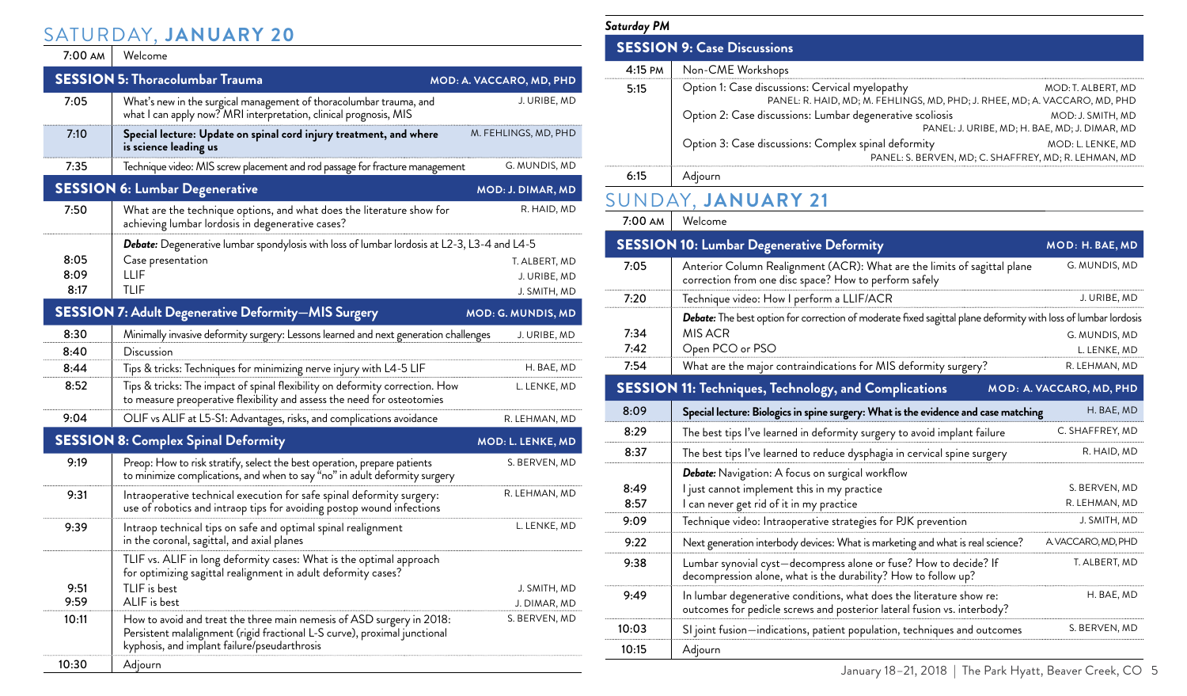# SATURDAY, **JANUARY 20**

| Time | Program | Speaker |
|---|---|---|
| 7:00 AM | Welcome | |
| **SESSION 5: Thoracolumbar Trauma** | | **MOD: A. VACCARO, MD, PHD** |
| 7:05 | What's new in the surgical management of thoracolumbar trauma, and what I can apply now? MRI interpretation, clinical prognosis, MIS | J. URIBE, MD |
| 7:10 | **Special lecture: Update on spinal cord injury treatment, and where is science leading us** | M. FEHLINGS, MD, PHD |
| 7:35 | Technique video: MIS screw placement and rod passage for fracture management | G. MUNDIS, MD |
| **SESSION 6: Lumbar Degenerative** | | **MOD: J. DIMAR, MD** |
| 7:50 | What are the technique options, and what does the literature show for achieving lumbar lordosis in degenerative cases? | R. HAID, MD |
| | ***Debate:*** Degenerative lumbar spondylosis with loss of lumbar lordosis at L2-3, L3-4 and L4-5 | |
| 8:05 | Case presentation | T. ALBERT, MD |
| 8:09 | LLIF | J. URIBE, MD |
| 8:17 | TLIF | J. SMITH, MD |
| **SESSION 7: Adult Degenerative Deformity—MIS Surgery** | | **MOD: G. MUNDIS, MD** |
| 8:30 | Minimally invasive deformity surgery: Lessons learned and next generation challenges | J. URIBE, MD |
| 8:40 | Discussion | |
| 8:44 | Tips & tricks: Techniques for minimizing nerve injury with L4-5 LIF | H. BAE, MD |
| 8:52 | Tips & tricks: The impact of spinal flexibility on deformity correction. How to measure preoperative flexibility and assess the need for osteotomies | L. LENKE, MD |
| 9:04 | OLIF vs ALIF at L5-S1: Advantages, risks, and complications avoidance | R. LEHMAN, MD |
| **SESSION 8: Complex Spinal Deformity** | | **MOD: L. LENKE, MD** |
| 9:19 | Preop: How to risk stratify, select the best operation, prepare patients to minimize complications, and when to say "no" in adult deformity surgery | S. BERVEN, MD |
| 9:31 | Intraoperative technical execution for safe spinal deformity surgery: use of robotics and intraop tips for avoiding postop wound infections | R. LEHMAN, MD |
| 9:39 | Intraop technical tips on safe and optimal spinal realignment in the coronal, sagittal, and axial planes | L. LENKE, MD |
| | TLIF vs. ALIF in long deformity cases: What is the optimal approach for optimizing sagittal realignment in adult deformity cases? | |
| 9:51 | TLIF is best | J. SMITH, MD |
| 9:59 | ALIF is best | J. DIMAR, MD |
| 10:11 | How to avoid and treat the three main nemesis of ASD surgery in 2018: Persistent malalignment (rigid fractional L-S curve), proximal junctional kyphosis, and implant failure/pseudarthrosis | S. BERVEN, MD |
| 10:30 | Adjourn | |

*Saturday PM*

| Time | Program | Speaker |
|---|---|---|
| **SESSION 9: Case Discussions** | | |
| 4:15 PM | Non-CME Workshops | |
| 5:15 | Option 1: Case discussions: Cervical myelopathy<br>PANEL: R. HAID, MD; M. FEHLINGS, MD, PHD; J. RHEE, MD; A. VACCARO, MD, PHD | MOD: T. ALBERT, MD |
| | Option 2: Case discussions: Lumbar degenerative scoliosis<br>PANEL: J. URIBE, MD; H. BAE, MD; J. DIMAR, MD | MOD: J. SMITH, MD |
| | Option 3: Case discussions: Complex spinal deformity<br>PANEL: S. BERVEN, MD; C. SHAFFREY, MD; R. LEHMAN, MD | MOD: L. LENKE, MD |
| 6:15 | Adjourn | |

# SUNDAY, **JANUARY 21**

| Time | Program | Speaker |
|---|---|---|
| 7:00 AM | Welcome | |
| **SESSION 10: Lumbar Degenerative Deformity** | | **MOD: H. BAE, MD** |
| 7:05 | Anterior Column Realignment (ACR): What are the limits of sagittal plane correction from one disc space? How to perform safely | G. MUNDIS, MD |
| 7:20 | Technique video: How I perform a LLIF/ACR | J. URIBE, MD |
| | ***Debate:*** The best option for correction of moderate fixed sagittal plane deformity with loss of lumbar lordosis | |
| 7:34 | MIS ACR | G. MUNDIS, MD |
| 7:42 | Open PCO or PSO | L. LENKE, MD |
| 7:54 | What are the major contraindications for MIS deformity surgery? | R. LEHMAN, MD |
| **SESSION 11: Techniques, Technology, and Complications** | | **MOD: A. VACCARO, MD, PHD** |
| 8:09 | **Special lecture: Biologics in spine surgery: What is the evidence and case matching** | H. BAE, MD |
| 8:29 | The best tips I've learned in deformity surgery to avoid implant failure | C. SHAFFREY, MD |
| 8:37 | The best tips I've learned to reduce dysphagia in cervical spine surgery | R. HAID, MD |
| | ***Debate:*** Navigation: A focus on surgical workflow | |
| 8:49 | I just cannot implement this in my practice | S. BERVEN, MD |
| 8:57 | I can never get rid of it in my practice | R. LEHMAN, MD |
| 9:09 | Technique video: Intraoperative strategies for PJK prevention | J. SMITH, MD |
| 9:22 | Next generation interbody devices: What is marketing and what is real science? | A.VACCARO, MD, PHD |
| 9:38 | Lumbar synovial cyst—decompress alone or fuse? How to decide? If decompression alone, what is the durability? How to follow up? | T. ALBERT, MD |
| 9:49 | In lumbar degenerative conditions, what does the literature show re: outcomes for pedicle screws and posterior lateral fusion vs. interbody? | H. BAE, MD |
| 10:03 | SI joint fusion—indications, patient population, techniques and outcomes | S. BERVEN, MD |
| 10:15 | Adjourn | |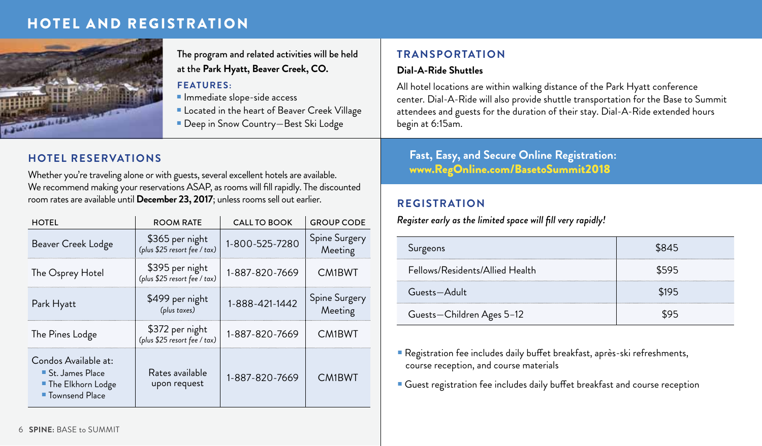# HOTEL AND REGISTRATION

The program and related activities will be held at the **Park Hyatt, Beaver Creek, CO.**

### FEATURES:

- Immediate slope-side access
- Located in the heart of Beaver Creek Village
- Deep in Snow Country—Best Ski Lodge

## HOTEL RESERVATIONS

Whether you're traveling alone or with guests, several excellent hotels are available. We recommend making your reservations ASAP, as rooms will fill rapidly. The discounted room rates are available until **December 23, 2017**; unless rooms sell out earlier.

| HOTEL | ROOM RATE | CALL TO BOOK | GROUP CODE |
|---|---|---|---|
| Beaver Creek Lodge | $365 per night *(plus $25 resort fee / tax)* | 1-800-525-7280 | Spine Surgery Meeting |
| The Osprey Hotel | $395 per night *(plus $25 resort fee / tax)* | 1-887-820-7669 | CM1BWT |
| Park Hyatt | $499 per night *(plus taxes)* | 1-888-421-1442 | Spine Surgery Meeting |
| The Pines Lodge | $372 per night *(plus $25 resort fee / tax)* | 1-887-820-7669 | CM1BWT |
| Condos Available at: St. James Place; The Elkhorn Lodge; Townsend Place | Rates available upon request | 1-887-820-7669 | CM1BWT |

## TRANSPORTATION

**Dial-A-Ride Shuttles**

All hotel locations are within walking distance of the Park Hyatt conference center. Dial-A-Ride will also provide shuttle transportation for the Base to Summit attendees and guests for the duration of their stay. Dial-A-Ride extended hours begin at 6:15am.

**Fast, Easy, and Secure Online Registration:**
**www.RegOnline.com/BasetoSummit2018**

## REGISTRATION

*Register early as the limited space will fill very rapidly!*

| Category | Fee |
|---|---|
| Surgeons | $845 |
| Fellows/Residents/Allied Health | $595 |
| Guests—Adult | $195 |
| Guests—Children Ages 5–12 | $95 |

- Registration fee includes daily buffet breakfast, après-ski refreshments, course reception, and course materials
- Guest registration fee includes daily buffet breakfast and course reception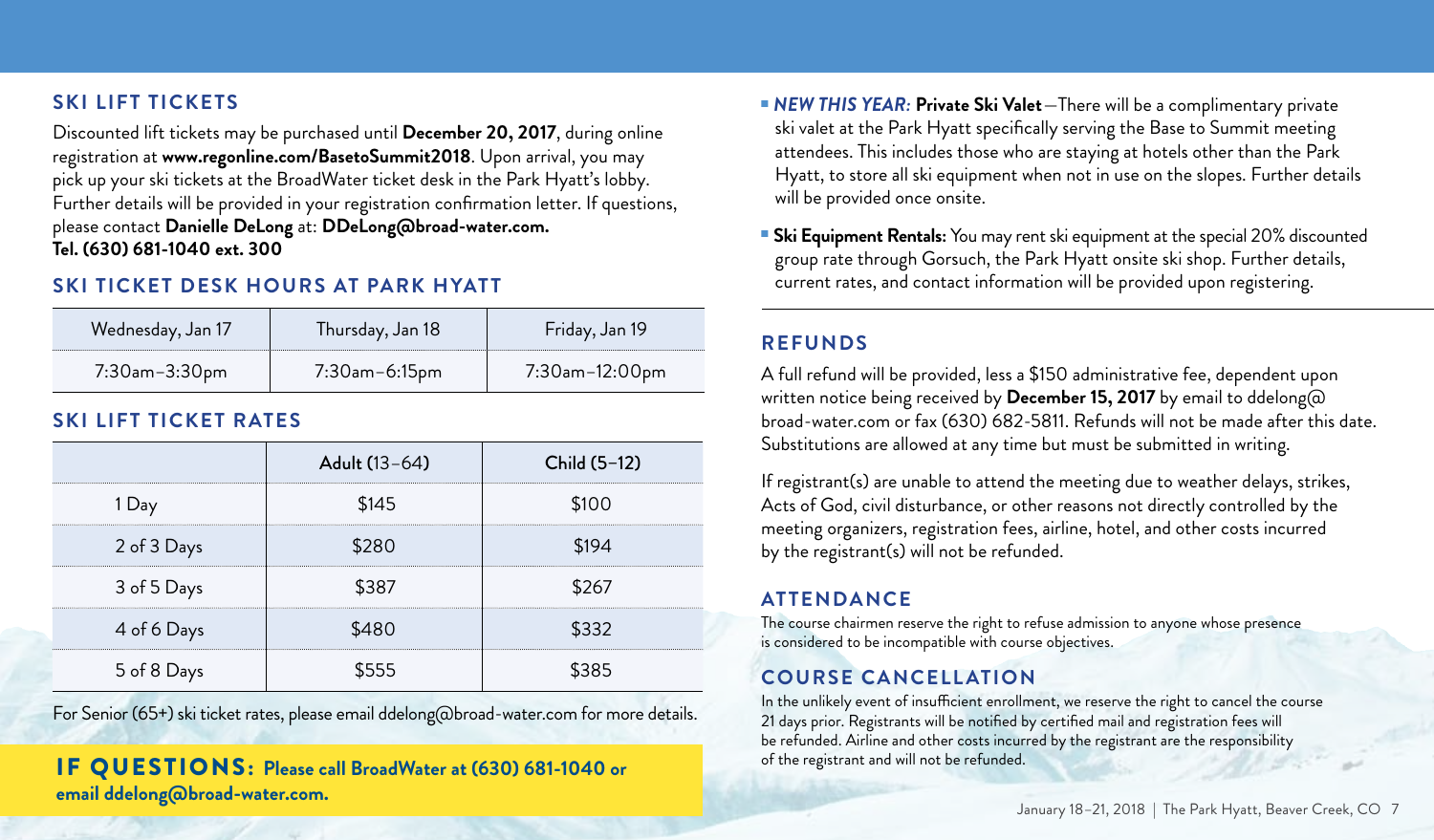## SKI LIFT TICKETS

Discounted lift tickets may be purchased until **December 20, 2017**, during online registration at **www.regonline.com/BasetoSummit2018**. Upon arrival, you may pick up your ski tickets at the BroadWater ticket desk in the Park Hyatt's lobby. Further details will be provided in your registration confirmation letter. If questions, please contact **Danielle DeLong** at: **DDeLong@broad-water.com. Tel. (630) 681-1040 ext. 300**

## SKI TICKET DESK HOURS AT PARK HYATT

| Wednesday, Jan 17 | Thursday, Jan 18 | Friday, Jan 19 |
|---|---|---|
| 7:30am–3:30pm | 7:30am–6:15pm | 7:30am–12:00pm |

## SKI LIFT TICKET RATES

| | Adult (13–64) | Child (5–12) |
|---|---|---|
| 1 Day | $145 | $100 |
| 2 of 3 Days | $280 | $194 |
| 3 of 5 Days | $387 | $267 |
| 4 of 6 Days | $480 | $332 |
| 5 of 8 Days | $555 | $385 |

For Senior (65+) ski ticket rates, please email ddelong@broad-water.com for more details.

**IF QUESTIONS: Please call BroadWater at (630) 681-1040 or email ddelong@broad-water.com.**

- ***NEW THIS YEAR:* Private Ski Valet**—There will be a complimentary private ski valet at the Park Hyatt specifically serving the Base to Summit meeting attendees. This includes those who are staying at hotels other than the Park Hyatt, to store all ski equipment when not in use on the slopes. Further details will be provided once onsite.
- **Ski Equipment Rentals:** You may rent ski equipment at the special 20% discounted group rate through Gorsuch, the Park Hyatt onsite ski shop. Further details, current rates, and contact information will be provided upon registering.

## REFUNDS

A full refund will be provided, less a $150 administrative fee, dependent upon written notice being received by **December 15, 2017** by email to ddelong@broad-water.com or fax (630) 682-5811. Refunds will not be made after this date. Substitutions are allowed at any time but must be submitted in writing.

If registrant(s) are unable to attend the meeting due to weather delays, strikes, Acts of God, civil disturbance, or other reasons not directly controlled by the meeting organizers, registration fees, airline, hotel, and other costs incurred by the registrant(s) will not be refunded.

## ATTENDANCE

The course chairmen reserve the right to refuse admission to anyone whose presence is considered to be incompatible with course objectives.

## COURSE CANCELLATION

In the unlikely event of insufficient enrollment, we reserve the right to cancel the course 21 days prior. Registrants will be notified by certified mail and registration fees will be refunded. Airline and other costs incurred by the registrant are the responsibility of the registrant and will not be refunded.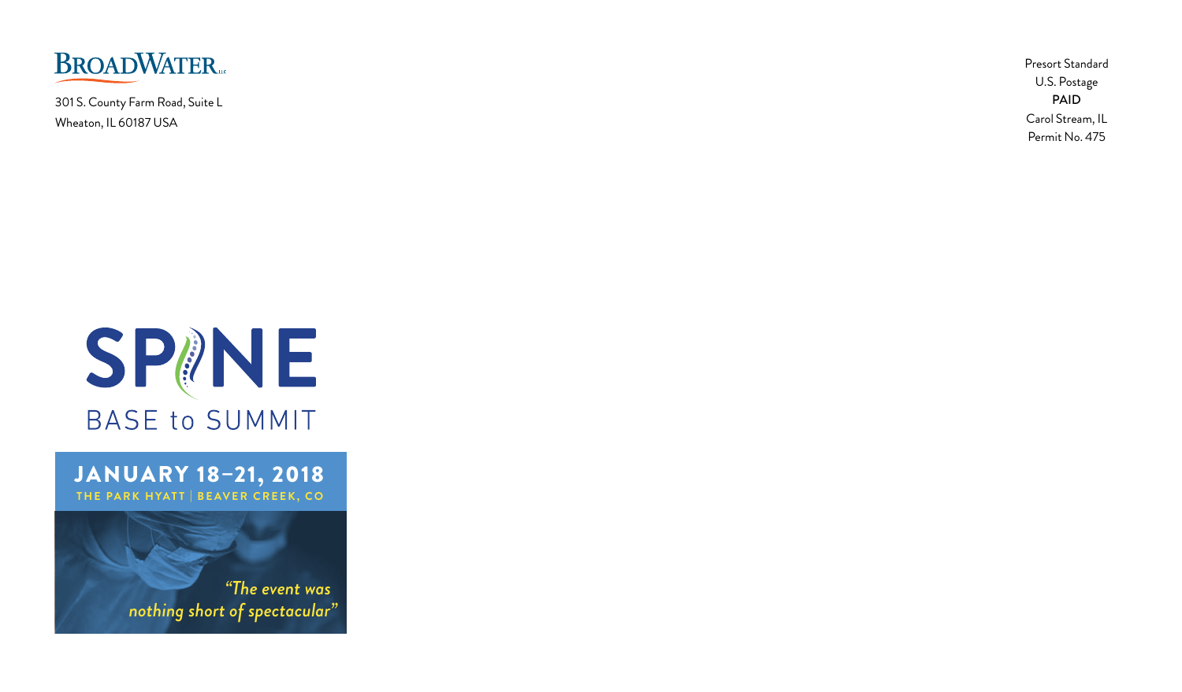BROADWATER LLC

301 S. County Farm Road, Suite L
Wheaton, IL 60187 USA

Presort Standard
U.S. Postage
**PAID**
Carol Stream, IL
Permit No. 475

# SPINE

BASE to SUMMIT

**JANUARY 18–21, 2018**

**THE PARK HYATT | BEAVER CREEK, CO**

*"The event was nothing short of spectacular"*